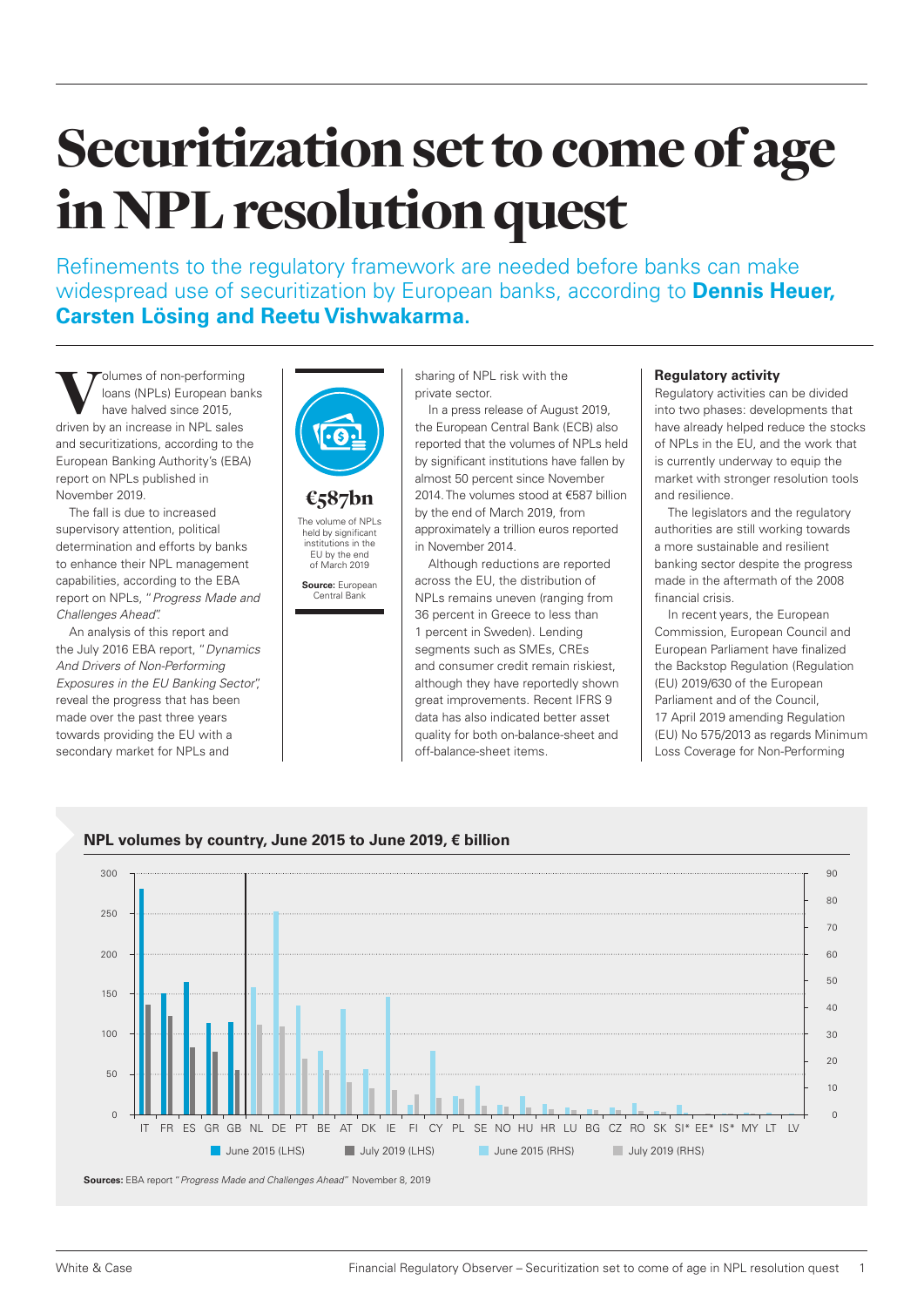# Securitization set to come of age in NPL resolution quest

Refinements to the regulatory framework are needed before banks can make widespread use of securitization by European banks, according to **Dennis Heuer, Carsten Lösing and Reetu Vishwakarma.**

Volumes of non-performing loans (NPLs) European banks have halved since 2015, driven by an increase in NPL sales and securitizations, according to the European Banking Authority's (EBA) report on NPLs published in November 2019.

The fall is due to increased supervisory attention, political determination and efforts by banks to enhance their NPL management capabilities, according to the EBA report on NPLs, *"Progress Made and Challenges Ahead"*.

An analysis of this report and the July 2016 EBA report, *"Dynamics And Drivers of Non-Performing Exposures in the EU Banking Sector"*, reveal the progress that has been made over the past three years towards providing the EU with a secondary market for NPLs and sharing of NPL risk with the private sector.

In a press release of August 2019, the European Central Bank (ECB) also reported that the volumes of NPLs held by significant institutions have fallen by almost 50 percent since November 2014. The volumes stood at €587 billion by the end of March 2019, from approximately a trillion euros reported in November 2014.

Although reductions are reported across the EU, the distribution of NPLs remains uneven (ranging from 36 percent in Greece to less than 1 percent in Sweden). Lending segments such as SMEs, CREs and consumer credit remain riskiest, although they have reportedly shown great improvements. Recent IFRS 9 data has also indicated better asset quality for both on-balance-sheet and off-balance-sheet items.

**€587bn**

The volume of NPLs held by significant institutions in the EU by the end of March 2019

**Source:** European Central Bank

### Regulatory activity

Regulatory activities can be divided into two phases: developments that have already helped reduce the stocks of NPLs in the EU, and the work that is currently underway to equip the market with stronger resolution tools and resilience.

The legislators and the regulatory authorities are still working towards a more sustainable and resilient banking sector despite the progress made in the aftermath of the 2008 financial crisis.

In recent years, the European Commission, European Council and European Parliament have finalized the Backstop Regulation (Regulation (EU) 2019/630 of the European Parliament and of the Council, 17 April 2019 amending Regulation (EU) No 575/2013 as regards Minimum Loss Coverage for Non-Performing

**NPL volumes by country, June 2015 to June 2019, € billion**

Countries (LHS): IT, FR, ES, GR, GB. Countries (RHS): NL, DE, PT, BE, AT, DK, IE, FI, CY, PL, SE, NO, HU, HR, LU, BG, CZ, RO, SK, SI*, EE*, IS*, MY, LT, LV

Legend: June 2015 (LHS), July 2019 (LHS), June 2015 (RHS), July 2019 (RHS)

**Sources:** EBA report *"Progress Made and Challenges Ahead"* November 8, 2019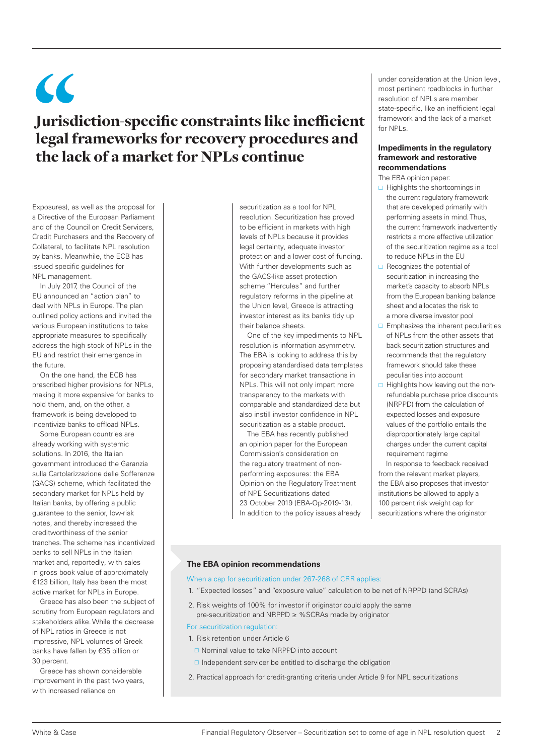> Jurisdiction-specific constraints like inefficient legal frameworks for recovery procedures and the lack of a market for NPLs continue

Exposures), as well as the proposal for a Directive of the European Parliament and of the Council on Credit Servicers, Credit Purchasers and the Recovery of Collateral, to facilitate NPL resolution by banks. Meanwhile, the ECB has issued specific guidelines for NPL management.

In July 2017, the Council of the EU announced an "action plan" to deal with NPLs in Europe. The plan outlined policy actions and invited the various European institutions to take appropriate measures to specifically address the high stock of NPLs in the EU and restrict their emergence in the future.

On the one hand, the ECB has prescribed higher provisions for NPLs, making it more expensive for banks to hold them, and, on the other, a framework is being developed to incentivize banks to offload NPLs.

Some European countries are already working with systemic solutions. In 2016, the Italian government introduced the Garanzia sulla Cartolarizzazione delle Sofferenze (GACS) scheme, which facilitated the secondary market for NPLs held by Italian banks, by offering a public guarantee to the senior, low-risk notes, and thereby increased the creditworthiness of the senior tranches. The scheme has incentivized banks to sell NPLs in the Italian market and, reportedly, with sales in gross book value of approximately €123 billion, Italy has been the most active market for NPLs in Europe.

Greece has also been the subject of scrutiny from European regulators and stakeholders alike. While the decrease of NPL ratios in Greece is not impressive, NPL volumes of Greek banks have fallen by €35 billion or 30 percent.

Greece has shown considerable improvement in the past two years, with increased reliance on securitization as a tool for NPL resolution. Securitization has proved to be efficient in markets with high levels of NPLs because it provides legal certainty, adequate investor protection and a lower cost of funding. With further developments such as the GACS-like asset protection scheme "Hercules" and further regulatory reforms in the pipeline at the Union level, Greece is attracting investor interest as its banks tidy up their balance sheets.

One of the key impediments to NPL resolution is information asymmetry. The EBA is looking to address this by proposing standardised data templates for secondary market transactions in NPLs. This will not only impart more transparency to the markets with comparable and standardized data but also instill investor confidence in NPL securitization as a stable product.

The EBA has recently published an opinion paper for the European Commission's consideration on the regulatory treatment of non-performing exposures: the EBA Opinion on the Regulatory Treatment of NPE Securitizations dated 23 October 2019 (EBA-Op-2019-13). In addition to the policy issues already under consideration at the Union level, most pertinent roadblocks in further resolution of NPLs are member state-specific, like an inefficient legal framework and the lack of a market for NPLs.

### Impediments in the regulatory framework and restorative recommendations

The EBA opinion paper:

- Highlights the shortcomings in the current regulatory framework that are developed primarily with performing assets in mind. Thus, the current framework inadvertently restricts a more effective utilization of the securitization regime as a tool to reduce NPLs in the EU
- Recognizes the potential of securitization in increasing the market's capacity to absorb NPLs from the European banking balance sheet and allocates the risk to a more diverse investor pool
- Emphasizes the inherent peculiarities of NPLs from the other assets that back securitization structures and recommends that the regulatory framework should take these peculiarities into account
- Highlights how leaving out the non-refundable purchase price discounts (NRPPD) from the calculation of expected losses and exposure values of the portfolio entails the disproportionately large capital charges under the current capital requirement regime

In response to feedback received from the relevant market players, the EBA also proposes that investor institutions be allowed to apply a 100 percent risk weight cap for securitizations where the originator

### The EBA opinion recommendations

When a cap for securitization under 267-268 of CRR applies:

1. "Expected losses" and "exposure value" calculation to be net of NRPPD (and SCRAs)
2. Risk weights of 100% for investor if originator could apply the same pre-securitization and NRPPD ≥ %SCRAs made by originator

For securitization regulation:

1. Risk retention under Article 6
   - Nominal value to take NRPPD into account
   - Independent servicer be entitled to discharge the obligation
2. Practical approach for credit-granting criteria under Article 9 for NPL securitizations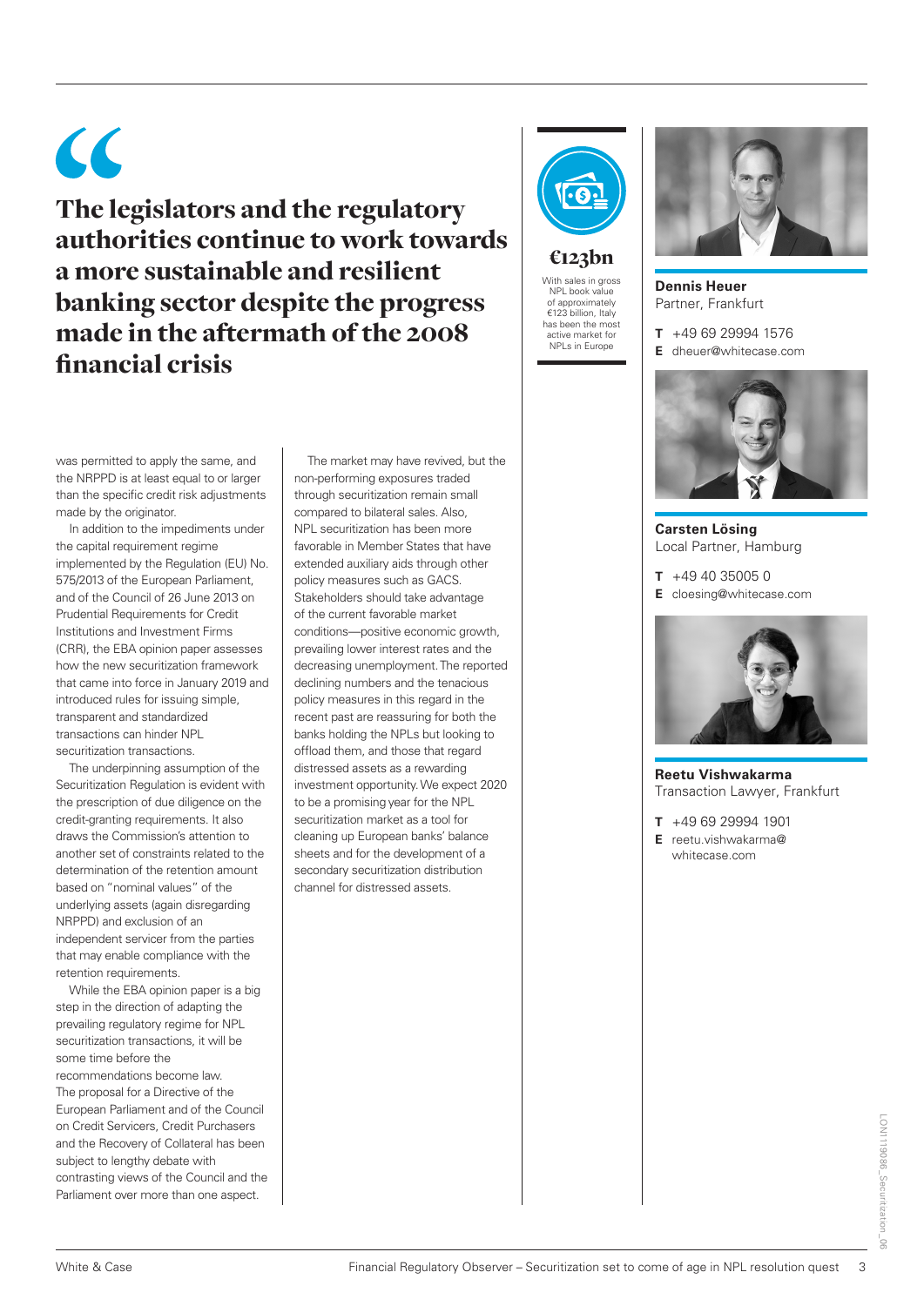**"The legislators and the regulatory authorities continue to work towards a more sustainable and resilient banking sector despite the progress made in the aftermath of the 2008 financial crisis**

was permitted to apply the same, and the NRPPD is at least equal to or larger than the specific credit risk adjustments made by the originator.

In addition to the impediments under the capital requirement regime implemented by the Regulation (EU) No. 575/2013 of the European Parliament, and of the Council of 26 June 2013 on Prudential Requirements for Credit Institutions and Investment Firms (CRR), the EBA opinion paper assesses how the new securitization framework that came into force in January 2019 and introduced rules for issuing simple, transparent and standardized transactions can hinder NPL securitization transactions.

The underpinning assumption of the Securitization Regulation is evident with the prescription of due diligence on the credit-granting requirements. It also draws the Commission's attention to another set of constraints related to the determination of the retention amount based on "nominal values" of the underlying assets (again disregarding NRPPD) and exclusion of an independent servicer from the parties that may enable compliance with the retention requirements.

While the EBA opinion paper is a big step in the direction of adapting the prevailing regulatory regime for NPL securitization transactions, it will be some time before the recommendations become law. The proposal for a Directive of the European Parliament and of the Council on Credit Servicers, Credit Purchasers and the Recovery of Collateral has been subject to lengthy debate with contrasting views of the Council and the Parliament over more than one aspect.

The market may have revived, but the non-performing exposures traded through securitization remain small compared to bilateral sales. Also, NPL securitization has been more favorable in Member States that have extended auxiliary aids through other policy measures such as GACS. Stakeholders should take advantage of the current favorable market conditions—positive economic growth, prevailing lower interest rates and the decreasing unemployment. The reported declining numbers and the tenacious policy measures in this regard in the recent past are reassuring for both the banks holding the NPLs but looking to offload them, and those that regard distressed assets as a rewarding investment opportunity. We expect 2020 to be a promising year for the NPL securitization market as a tool for cleaning up European banks' balance sheets and for the development of a secondary securitization distribution channel for distressed assets.

**€123bn**

With sales in gross NPL book value of approximately €123 billion, Italy has been the most active market for NPLs in Europe

**Dennis Heuer**
Partner, Frankfurt

**T** +49 69 29994 1576
**E** dheuer@whitecase.com

**Carsten Lösing**
Local Partner, Hamburg

**T** +49 40 35005 0
**E** cloesing@whitecase.com

**Reetu Vishwakarma**
Transaction Lawyer, Frankfurt

**T** +49 69 29994 1901
**E** reetu.vishwakarma@whitecase.com